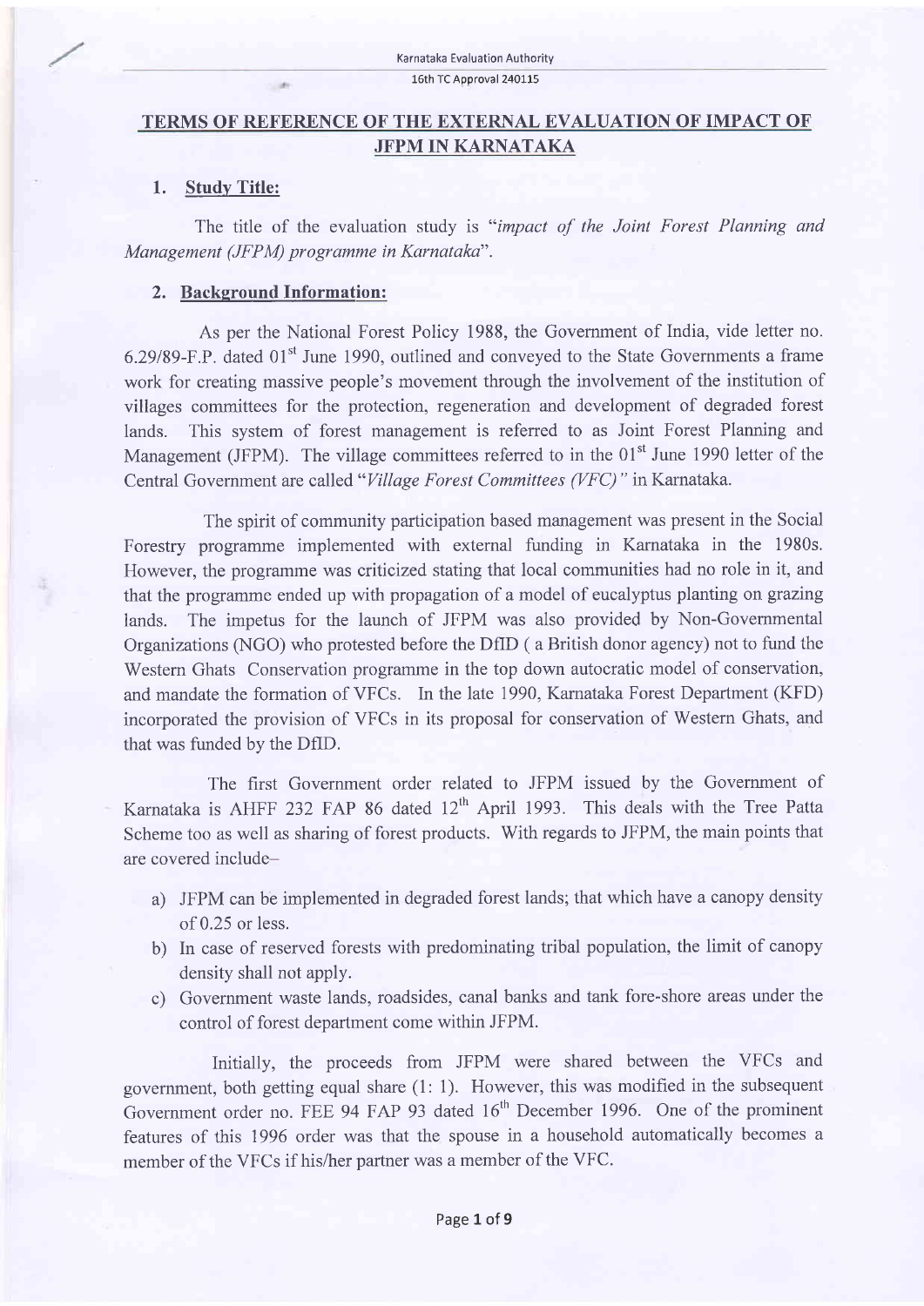# TERMS OF REFERENCE OF THE EXTERNAL EVALUATION OF IMPACT OF JFPM IN KARNATAKA

## 1. Study Title:

The title of the evaluation study is "*impact of the Joint Forest Planning and Management (JFPM) programme in Karnataka*".

## 2. Background Information:

As per the National Forest Policy 1988, the Government of India, vide letter no. 6.29/89-F.P. dated 01st June 1990, outlined and conveyed to the State Governments a frame work for creating massive people's movement through the involvement of the institution of villages committees for the protection, regeneration and development of degraded forest lands. This system of forest management is referred to as Joint Forest Planning and Management (JFPM). The village committees referred to in the 01st June 1990 letter of the Central Government are called "*Village Forest Committees (VFC)*" in Karnataka.

The spirit of community participation based management was present in the Social Forestry programme implemented with external funding in Karnataka in the 1980s. However, the programme was criticized stating that local communities had no role in it, and that the programme ended up with propagation of a model of eucalyptus planting on grazing lands. The impetus for the launch of JFPM was also provided by Non-Governmental Organizations (NGO) who protested before the DfID ( a British donor agency) not to fund the Western Ghats Conservation programme in the top down autocratic model of conservation, and mandate the formation of VFCs. In the late 1990, Karnataka Forest Department (KFD) incorporated the provision of VFCs in its proposal for conservation of Western Ghats, and that was funded by the DfID.

The first Government order related to JFPM issued by the Government of Karnataka is AHFF 232 FAP 86 dated 12th April 1993. This deals with the Tree Patta Scheme too as well as sharing of forest products. With regards to JFPM, the main points that are covered include–

a) JFPM can be implemented in degraded forest lands; that which have a canopy density of 0.25 or less.
b) In case of reserved forests with predominating tribal population, the limit of canopy density shall not apply.
c) Government waste lands, roadsides, canal banks and tank fore-shore areas under the control of forest department come within JFPM.

Initially, the proceeds from JFPM were shared between the VFCs and government, both getting equal share (1: 1). However, this was modified in the subsequent Government order no. FEE 94 FAP 93 dated 16th December 1996. One of the prominent features of this 1996 order was that the spouse in a household automatically becomes a member of the VFCs if his/her partner was a member of the VFC.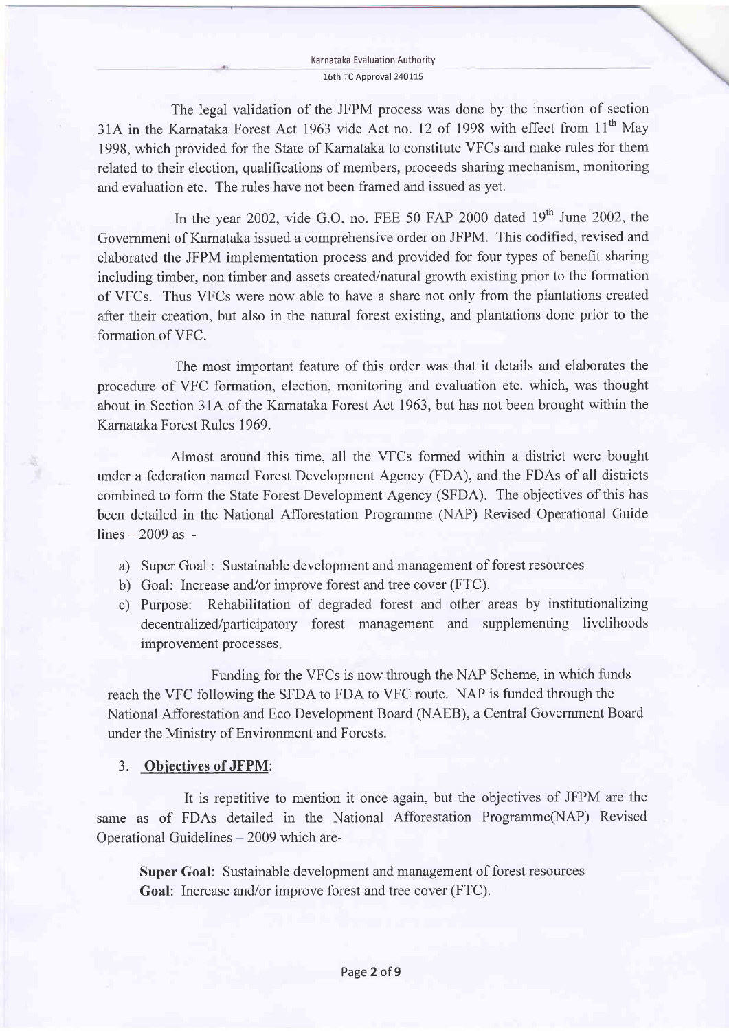The legal validation of the JFPM process was done by the insertion of section 31A in the Karnataka Forest Act 1963 vide Act no. 12 of 1998 with effect from 11th May 1998, which provided for the State of Karnataka to constitute VFCs and make rules for them related to their election, qualifications of members, proceeds sharing mechanism, monitoring and evaluation etc. The rules have not been framed and issued as yet.

In the year 2002, vide G.O. no. FEE 50 FAP 2000 dated 19th June 2002, the Government of Karnataka issued a comprehensive order on JFPM. This codified, revised and elaborated the JFPM implementation process and provided for four types of benefit sharing including timber, non timber and assets created/natural growth existing prior to the formation of VFCs. Thus VFCs were now able to have a share not only from the plantations created after their creation, but also in the natural forest existing, and plantations done prior to the formation of VFC.

The most important feature of this order was that it details and elaborates the procedure of VFC formation, election, monitoring and evaluation etc. which, was thought about in Section 31A of the Karnataka Forest Act 1963, but has not been brought within the Karnataka Forest Rules 1969.

Almost around this time, all the VFCs formed within a district were bought under a federation named Forest Development Agency (FDA), and the FDAs of all districts combined to form the State Forest Development Agency (SFDA). The objectives of this has been detailed in the National Afforestation Programme (NAP) Revised Operational Guide lines – 2009 as -

a) Super Goal : Sustainable development and management of forest resources
b) Goal: Increase and/or improve forest and tree cover (FTC).
c) Purpose: Rehabilitation of degraded forest and other areas by institutionalizing decentralized/participatory forest management and supplementing livelihoods improvement processes.

Funding for the VFCs is now through the NAP Scheme, in which funds reach the VFC following the SFDA to FDA to VFC route. NAP is funded through the National Afforestation and Eco Development Board (NAEB), a Central Government Board under the Ministry of Environment and Forests.

## 3. Objectives of JFPM:

It is repetitive to mention it once again, but the objectives of JFPM are the same as of FDAs detailed in the National Afforestation Programme(NAP) Revised Operational Guidelines – 2009 which are-

**Super Goal**: Sustainable development and management of forest resources
**Goal**: Increase and/or improve forest and tree cover (FTC).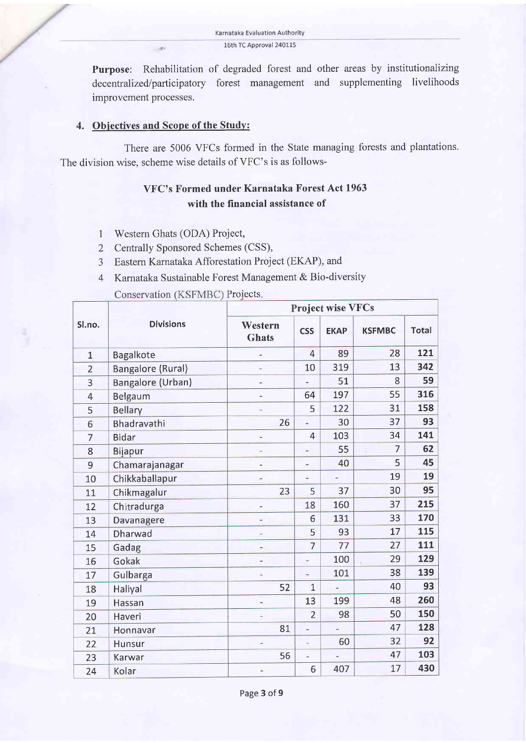**Purpose**: Rehabilitation of degraded forest and other areas by institutionalizing decentralized/participatory forest management and supplementing livelihoods improvement processes.

## 4. Objectives and Scope of the Study:

There are 5006 VFCs formed in the State managing forests and plantations. The division wise, scheme wise details of VFC's is as follows-

### VFC's Formed under Karnataka Forest Act 1963 with the financial assistance of

1. Western Ghats (ODA) Project,
2. Centrally Sponsored Schemes (CSS),
3. Eastern Karnataka Afforestation Project (EKAP), and
4. Karnataka Sustainable Forest Management & Bio-diversity Conservation (KSFMBC) Projects.

| Sl.no. | Divisions | Project wise VFCs | | | | |
|---|---|---|---|---|---|---|
| | | Western Ghats | CSS | EKAP | KSFMBC | Total |
| 1 | Bagalkote | - | 4 | 89 | 28 | **121** |
| 2 | Bangalore (Rural) | - | 10 | 319 | 13 | **342** |
| 3 | Bangalore (Urban) | - | - | 51 | 8 | **59** |
| 4 | Belgaum | - | 64 | 197 | 55 | **316** |
| 5 | Bellary | - | 5 | 122 | 31 | **158** |
| 6 | Bhadravathi | 26 | - | 30 | 37 | **93** |
| 7 | Bidar | - | 4 | 103 | 34 | **141** |
| 8 | Bijapur | - | - | 55 | 7 | **62** |
| 9 | Chamarajanagar | - | - | 40 | 5 | **45** |
| 10 | Chikkaballapur | - | - | - | 19 | **19** |
| 11 | Chikmagalur | 23 | 5 | 37 | 30 | **95** |
| 12 | Chitradurga | - | 18 | 160 | 37 | **215** |
| 13 | Davanagere | - | 6 | 131 | 33 | **170** |
| 14 | Dharwad | - | 5 | 93 | 17 | **115** |
| 15 | Gadag | - | 7 | 77 | 27 | **111** |
| 16 | Gokak | - | - | 100 | 29 | **129** |
| 17 | Gulbarga | - | - | 101 | 38 | **139** |
| 18 | Haliyal | 52 | 1 | - | 40 | **93** |
| 19 | Hassan | - | 13 | 199 | 48 | **260** |
| 20 | Haveri | - | 2 | 98 | 50 | **150** |
| 21 | Honnavar | 81 | - | - | 47 | **128** |
| 22 | Hunsur | - | - | 60 | 32 | **92** |
| 23 | Karwar | 56 | - | - | 47 | **103** |
| 24 | Kolar | - | 6 | 407 | 17 | **430** |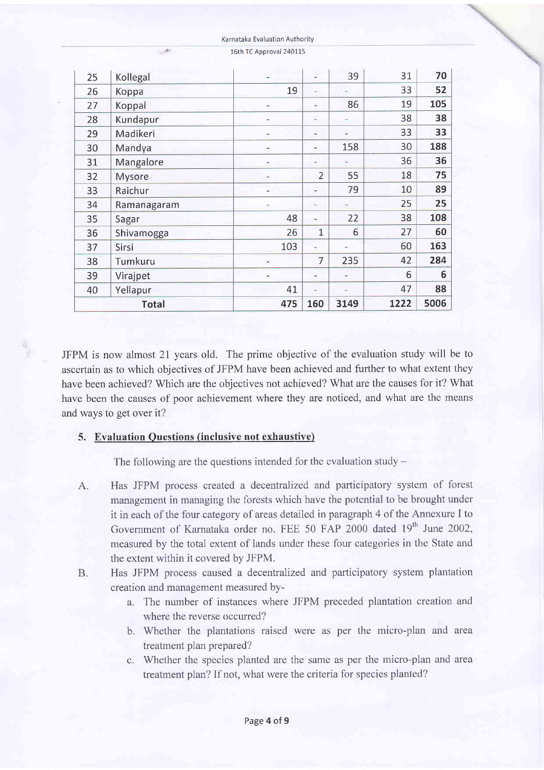| 25 | Kollegal | - | - | 39 | 31 | **70** |
|---|---|---|---|---|---|---|
| 26 | Koppa | 19 | - | - | 33 | **52** |
| 27 | Koppal | - | - | 86 | 19 | **105** |
| 28 | Kundapur | - | - | - | 38 | **38** |
| 29 | Madikeri | - | - | - | 33 | **33** |
| 30 | Mandya | - | - | 158 | 30 | **188** |
| 31 | Mangalore | - | - | - | 36 | **36** |
| 32 | Mysore | - | 2 | 55 | 18 | **75** |
| 33 | Raichur | - | - | 79 | 10 | **89** |
| 34 | Ramanagaram | - | - | - | 25 | **25** |
| 35 | Sagar | 48 | - | 22 | 38 | **108** |
| 36 | Shivamogga | 26 | 1 | 6 | 27 | **60** |
| 37 | Sirsi | 103 | - | - | 60 | **163** |
| 38 | Tumkuru | - | 7 | 235 | 42 | **284** |
| 39 | Virajpet | - | - | - | 6 | **6** |
| 40 | Yellapur | 41 | - | - | 47 | **88** |
| | **Total** | **475** | **160** | **3149** | **1222** | **5006** |

JFPM is now almost 21 years old. The prime objective of the evaluation study will be to ascertain as to which objectives of JFPM have been achieved and further to what extent they have been achieved? Which are the objectives not achieved? What are the causes for it? What have been the causes of poor achievement where they are noticed, and what are the means and ways to get over it?

## 5. Evaluation Questions (inclusive not exhaustive)

The following are the questions intended for the evaluation study –

A. Has JFPM process created a decentralized and participatory system of forest management in managing the forests which have the potential to be brought under it in each of the four category of areas detailed in paragraph 4 of the Annexure I to Government of Karnataka order no. FEE 50 FAP 2000 dated 19th June 2002, measured by the total extent of lands under these four categories in the State and the extent within it covered by JFPM.

B. Has JFPM process caused a decentralized and participatory system plantation creation and management measured by-
   a. The number of instances where JFPM preceded plantation creation and where the reverse occurred?
   b. Whether the plantations raised were as per the micro-plan and area treatment plan prepared?
   c. Whether the species planted are the same as per the micro-plan and area treatment plan? If not, what were the criteria for species planted?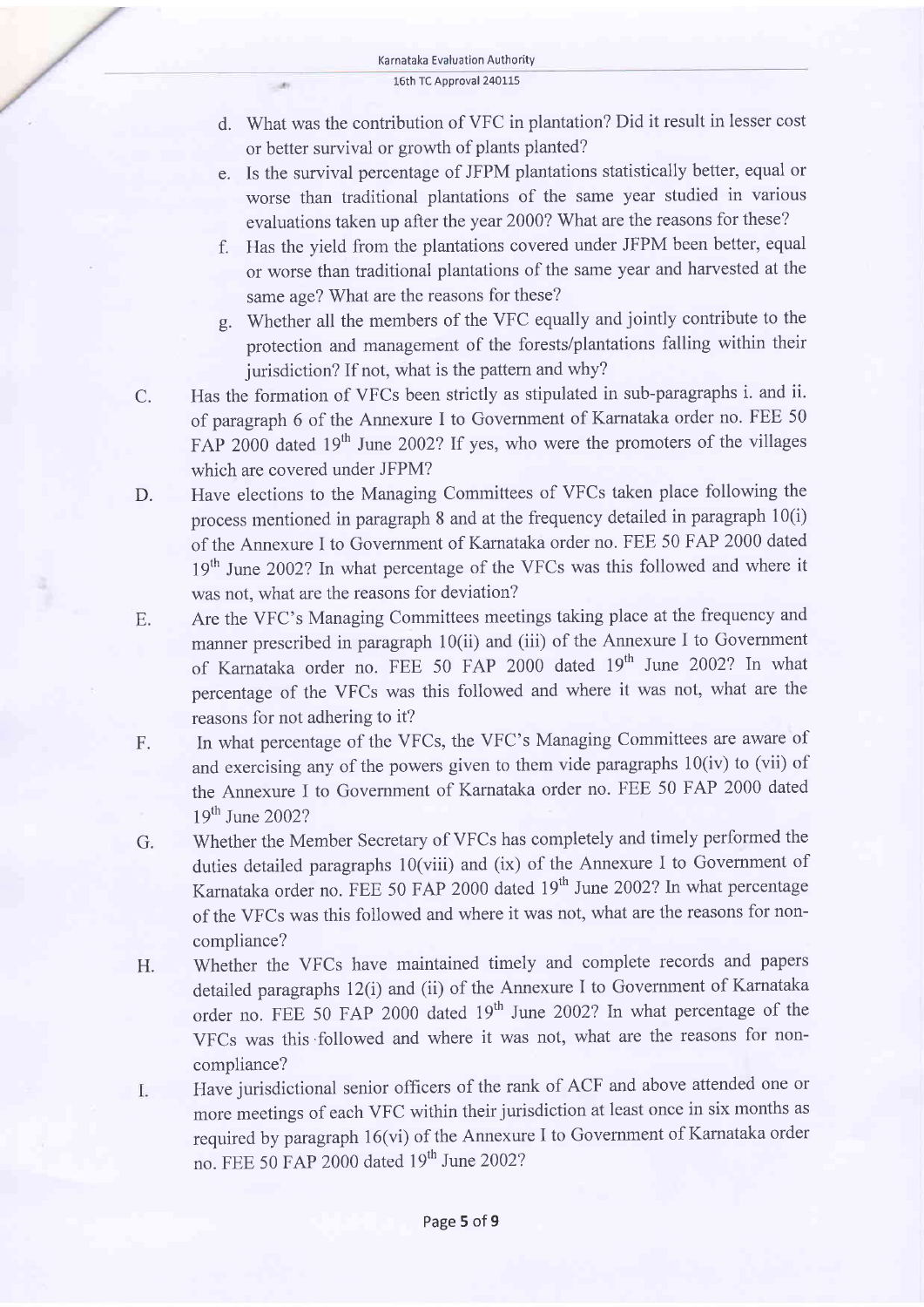d. What was the contribution of VFC in plantation? Did it result in lesser cost or better survival or growth of plants planted?

e. Is the survival percentage of JFPM plantations statistically better, equal or worse than traditional plantations of the same year studied in various evaluations taken up after the year 2000? What are the reasons for these?

f. Has the yield from the plantations covered under JFPM been better, equal or worse than traditional plantations of the same year and harvested at the same age? What are the reasons for these?

g. Whether all the members of the VFC equally and jointly contribute to the protection and management of the forests/plantations falling within their jurisdiction? If not, what is the pattern and why?

C. Has the formation of VFCs been strictly as stipulated in sub-paragraphs i. and ii. of paragraph 6 of the Annexure I to Government of Karnataka order no. FEE 50 FAP 2000 dated 19th June 2002? If yes, who were the promoters of the villages which are covered under JFPM?

D. Have elections to the Managing Committees of VFCs taken place following the process mentioned in paragraph 8 and at the frequency detailed in paragraph 10(i) of the Annexure I to Government of Karnataka order no. FEE 50 FAP 2000 dated 19th June 2002? In what percentage of the VFCs was this followed and where it was not, what are the reasons for deviation?

E. Are the VFC's Managing Committees meetings taking place at the frequency and manner prescribed in paragraph 10(ii) and (iii) of the Annexure I to Government of Karnataka order no. FEE 50 FAP 2000 dated 19th June 2002? In what percentage of the VFCs was this followed and where it was not, what are the reasons for not adhering to it?

F. In what percentage of the VFCs, the VFC's Managing Committees are aware of and exercising any of the powers given to them vide paragraphs 10(iv) to (vii) of the Annexure I to Government of Karnataka order no. FEE 50 FAP 2000 dated 19th June 2002?

G. Whether the Member Secretary of VFCs has completely and timely performed the duties detailed paragraphs 10(viii) and (ix) of the Annexure I to Government of Karnataka order no. FEE 50 FAP 2000 dated 19th June 2002? In what percentage of the VFCs was this followed and where it was not, what are the reasons for non-compliance?

H. Whether the VFCs have maintained timely and complete records and papers detailed paragraphs 12(i) and (ii) of the Annexure I to Government of Karnataka order no. FEE 50 FAP 2000 dated 19th June 2002? In what percentage of the VFCs was this followed and where it was not, what are the reasons for non-compliance?

I. Have jurisdictional senior officers of the rank of ACF and above attended one or more meetings of each VFC within their jurisdiction at least once in six months as required by paragraph 16(vi) of the Annexure I to Government of Karnataka order no. FEE 50 FAP 2000 dated 19th June 2002?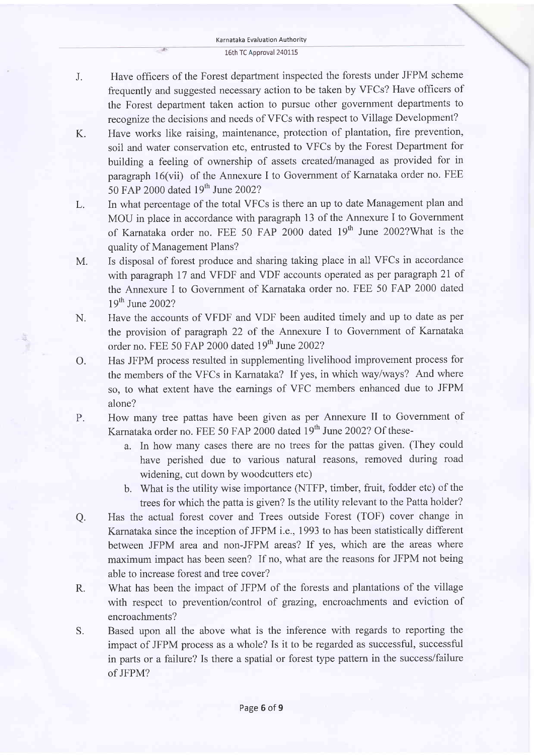J. Have officers of the Forest department inspected the forests under JFPM scheme frequently and suggested necessary action to be taken by VFCs? Have officers of the Forest department taken action to pursue other government departments to recognize the decisions and needs of VFCs with respect to Village Development?

K. Have works like raising, maintenance, protection of plantation, fire prevention, soil and water conservation etc, entrusted to VFCs by the Forest Department for building a feeling of ownership of assets created/managed as provided for in paragraph 16(vii) of the Annexure I to Government of Karnataka order no. FEE 50 FAP 2000 dated 19th June 2002?

L. In what percentage of the total VFCs is there an up to date Management plan and MOU in place in accordance with paragraph 13 of the Annexure I to Government of Karnataka order no. FEE 50 FAP 2000 dated 19th June 2002?What is the quality of Management Plans?

M. Is disposal of forest produce and sharing taking place in all VFCs in accordance with paragraph 17 and VFDF and VDF accounts operated as per paragraph 21 of the Annexure I to Government of Karnataka order no. FEE 50 FAP 2000 dated 19th June 2002?

N. Have the accounts of VFDF and VDF been audited timely and up to date as per the provision of paragraph 22 of the Annexure I to Government of Karnataka order no. FEE 50 FAP 2000 dated 19th June 2002?

O. Has JFPM process resulted in supplementing livelihood improvement process for the members of the VFCs in Karnataka? If yes, in which way/ways? And where so, to what extent have the earnings of VFC members enhanced due to JFPM alone?

P. How many tree pattas have been given as per Annexure II to Government of Karnataka order no. FEE 50 FAP 2000 dated 19th June 2002? Of these-
   a. In how many cases there are no trees for the pattas given. (They could have perished due to various natural reasons, removed during road widening, cut down by woodcutters etc)
   b. What is the utility wise importance (NTFP, timber, fruit, fodder etc) of the trees for which the patta is given? Is the utility relevant to the Patta holder?

Q. Has the actual forest cover and Trees outside Forest (TOF) cover change in Karnataka since the inception of JFPM i.e., 1993 to has been statistically different between JFPM area and non-JFPM areas? If yes, which are the areas where maximum impact has been seen? If no, what are the reasons for JFPM not being able to increase forest and tree cover?

R. What has been the impact of JFPM of the forests and plantations of the village with respect to prevention/control of grazing, encroachments and eviction of encroachments?

S. Based upon all the above what is the inference with regards to reporting the impact of JFPM process as a whole? Is it to be regarded as successful, successful in parts or a failure? Is there a spatial or forest type pattern in the success/failure of JFPM?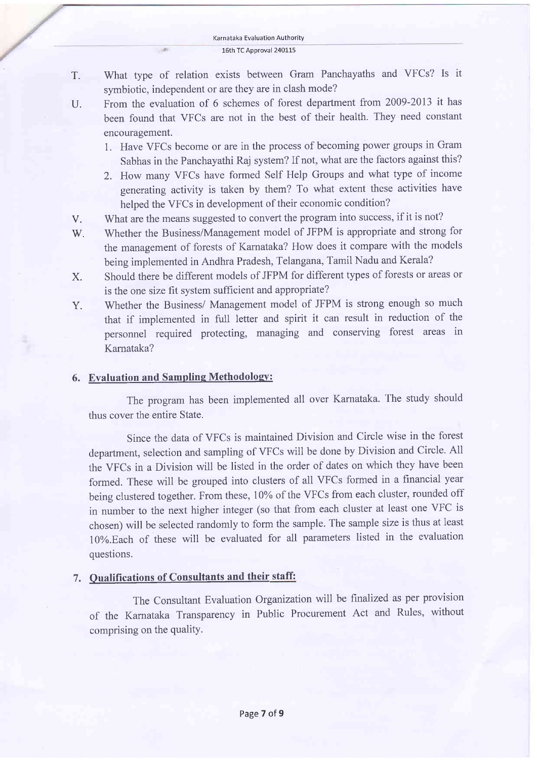T. What type of relation exists between Gram Panchayaths and VFCs? Is it symbiotic, independent or are they are in clash mode?

U. From the evaluation of 6 schemes of forest department from 2009-2013 it has been found that VFCs are not in the best of their health. They need constant encouragement.

1. Have VFCs become or are in the process of becoming power groups in Gram Sabhas in the Panchayathi Raj system? If not, what are the factors against this?
2. How many VFCs have formed Self Help Groups and what type of income generating activity is taken by them? To what extent these activities have helped the VFCs in development of their economic condition?

V. What are the means suggested to convert the program into success, if it is not?

W. Whether the Business/Management model of JFPM is appropriate and strong for the management of forests of Karnataka? How does it compare with the models being implemented in Andhra Pradesh, Telangana, Tamil Nadu and Kerala?

X. Should there be different models of JFPM for different types of forests or areas or is the one size fit system sufficient and appropriate?

Y. Whether the Business/ Management model of JFPM is strong enough so much that if implemented in full letter and spirit it can result in reduction of the personnel required protecting, managing and conserving forest areas in Karnataka?

## 6. Evaluation and Sampling Methodology:

The program has been implemented all over Karnataka. The study should thus cover the entire State.

Since the data of VFCs is maintained Division and Circle wise in the forest department, selection and sampling of VFCs will be done by Division and Circle. All the VFCs in a Division will be listed in the order of dates on which they have been formed. These will be grouped into clusters of all VFCs formed in a financial year being clustered together. From these, 10% of the VFCs from each cluster, rounded off in number to the next higher integer (so that from each cluster at least one VFC is chosen) will be selected randomly to form the sample. The sample size is thus at least 10%.Each of these will be evaluated for all parameters listed in the evaluation questions.

## 7. Qualifications of Consultants and their staff:

The Consultant Evaluation Organization will be finalized as per provision of the Karnataka Transparency in Public Procurement Act and Rules, without comprising on the quality.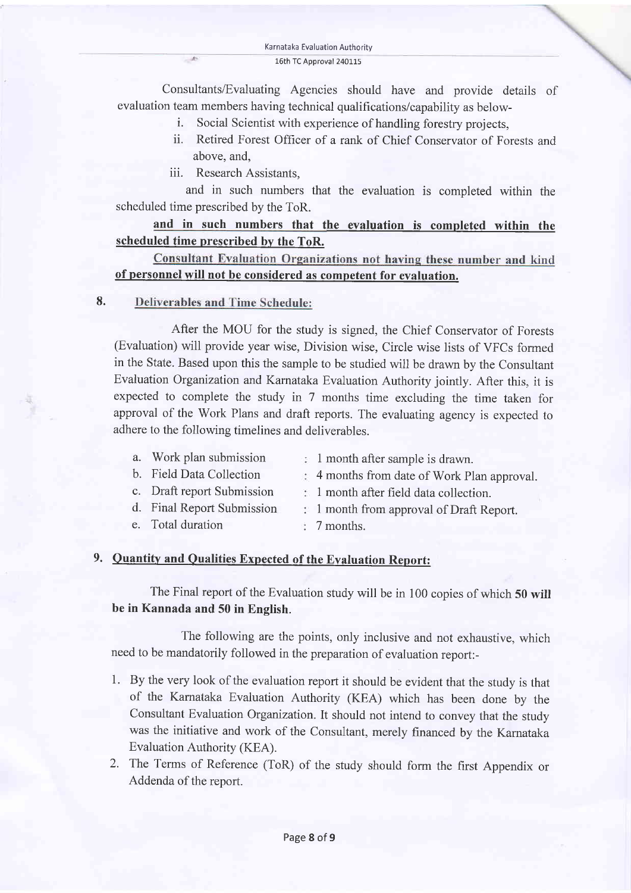Consultants/Evaluating Agencies should have and provide details of evaluation team members having technical qualifications/capability as below-

i. Social Scientist with experience of handling forestry projects,
ii. Retired Forest Officer of a rank of Chief Conservator of Forests and above, and,
iii. Research Assistants,

and in such numbers that the evaluation is completed within the scheduled time prescribed by the ToR.

**and in such numbers that the evaluation is completed within the scheduled time prescribed by the ToR.**

**Consultant Evaluation Organizations not having these number and kind of personnel will not be considered as competent for evaluation.**

## 8. Deliverables and Time Schedule:

After the MOU for the study is signed, the Chief Conservator of Forests (Evaluation) will provide year wise, Division wise, Circle wise lists of VFCs formed in the State. Based upon this the sample to be studied will be drawn by the Consultant Evaluation Organization and Karnataka Evaluation Authority jointly. After this, it is expected to complete the study in 7 months time excluding the time taken for approval of the Work Plans and draft reports. The evaluating agency is expected to adhere to the following timelines and deliverables.

| | |
|---|---|
| a. Work plan submission | : 1 month after sample is drawn. |
| b. Field Data Collection | : 4 months from date of Work Plan approval. |
| c. Draft report Submission | : 1 month after field data collection. |
| d. Final Report Submission | : 1 month from approval of Draft Report. |
| e. Total duration | : 7 months. |

## 9. Quantity and Qualities Expected of the Evaluation Report:

The Final report of the Evaluation study will be in 100 copies of which **50 will be in Kannada and 50 in English**.

The following are the points, only inclusive and not exhaustive, which need to be mandatorily followed in the preparation of evaluation report:-

1. By the very look of the evaluation report it should be evident that the study is that of the Karnataka Evaluation Authority (KEA) which has been done by the Consultant Evaluation Organization. It should not intend to convey that the study was the initiative and work of the Consultant, merely financed by the Karnataka Evaluation Authority (KEA).
2. The Terms of Reference (ToR) of the study should form the first Appendix or Addenda of the report.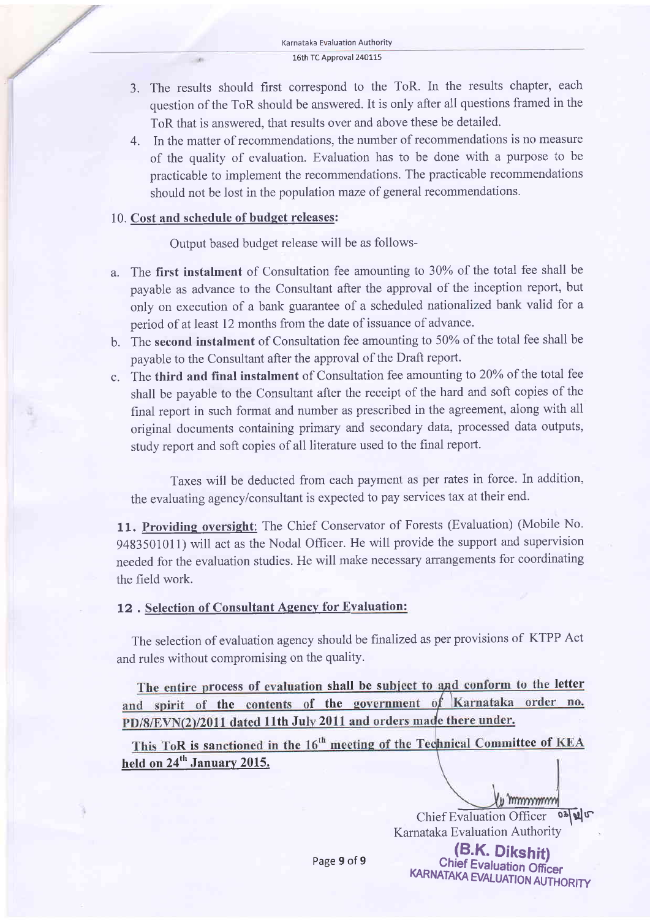3. The results should first correspond to the ToR. In the results chapter, each question of the ToR should be answered. It is only after all questions framed in the ToR that is answered, that results over and above these be detailed.
4. In the matter of recommendations, the number of recommendations is no measure of the quality of evaluation. Evaluation has to be done with a purpose to be practicable to implement the recommendations. The practicable recommendations should not be lost in the population maze of general recommendations.

10. **Cost and schedule of budget releases:**

Output based budget release will be as follows-

a. The **first instalment** of Consultation fee amounting to 30% of the total fee shall be payable as advance to the Consultant after the approval of the inception report, but only on execution of a bank guarantee of a scheduled nationalized bank valid for a period of at least 12 months from the date of issuance of advance.
b. The **second instalment** of Consultation fee amounting to 50% of the total fee shall be payable to the Consultant after the approval of the Draft report.
c. The **third and final instalment** of Consultation fee amounting to 20% of the total fee shall be payable to the Consultant after the receipt of the hard and soft copies of the final report in such format and number as prescribed in the agreement, along with all original documents containing primary and secondary data, processed data outputs, study report and soft copies of all literature used to the final report.

Taxes will be deducted from each payment as per rates in force. In addition, the evaluating agency/consultant is expected to pay services tax at their end.

**11. Providing oversight**: The Chief Conservator of Forests (Evaluation) (Mobile No. 9483501011) will act as the Nodal Officer. He will provide the support and supervision needed for the evaluation studies. He will make necessary arrangements for coordinating the field work.

**12 . Selection of Consultant Agency for Evaluation:**

The selection of evaluation agency should be finalized as per provisions of KTPP Act and rules without compromising on the quality.

**The entire process of evaluation shall be subject to and conform to the letter and spirit of the contents of the government of Karnataka order no. PD/8/EVN(2)/2011 dated 11th July 2011 and orders made there under.**

**This ToR is sanctioned in the 16th meeting of the Technical Committee of KEA held on 24th January 2015.**

Chief Evaluation Officer 02/2/15
Karnataka Evaluation Authority

(B.K. Dikshit)
Chief Evaluation Officer
KARNATAKA EVALUATION AUTHORITY